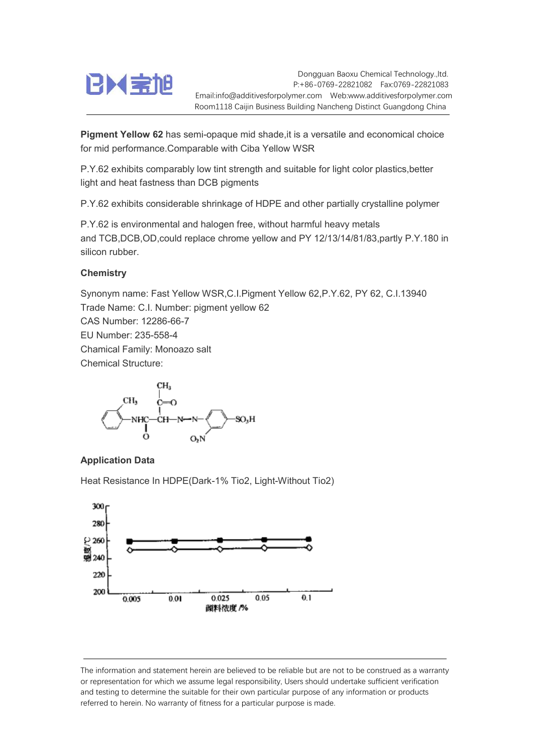**Pigment Yellow 62** has semi-opaque mid shade,it is a versatile and economical choice for mid performance.Comparable with Ciba Yellow WSR

P.Y.62 exhibits comparably low tint strength and suitable for light color plastics,better light and heat fastness than DCB pigments

P.Y.62 exhibits considerable shrinkage of HDPE and other partially crystalline polymer

P.Y.62 is environmental and halogen free, without harmful heavy metals and TCB,DCB,OD,could replace chrome yellow and PY 12/13/14/81/83,partly P.Y.180 in silicon rubber.

### Chemistry

Synonym name: Fast Yellow WSR,C.I.Pigment Yellow 62,P.Y.62, PY 62, C.I.13940  
Trade Name: C.I. Number: pigment yellow 62  
CAS Number: 12286-66-7  
EU Number: 235-558-4  
Chamical Family: Monoazo salt  
Chemical Structure:

### Application Data

Heat Resistance In HDPE(Dark-1% Tio2, Light-Without Tio2)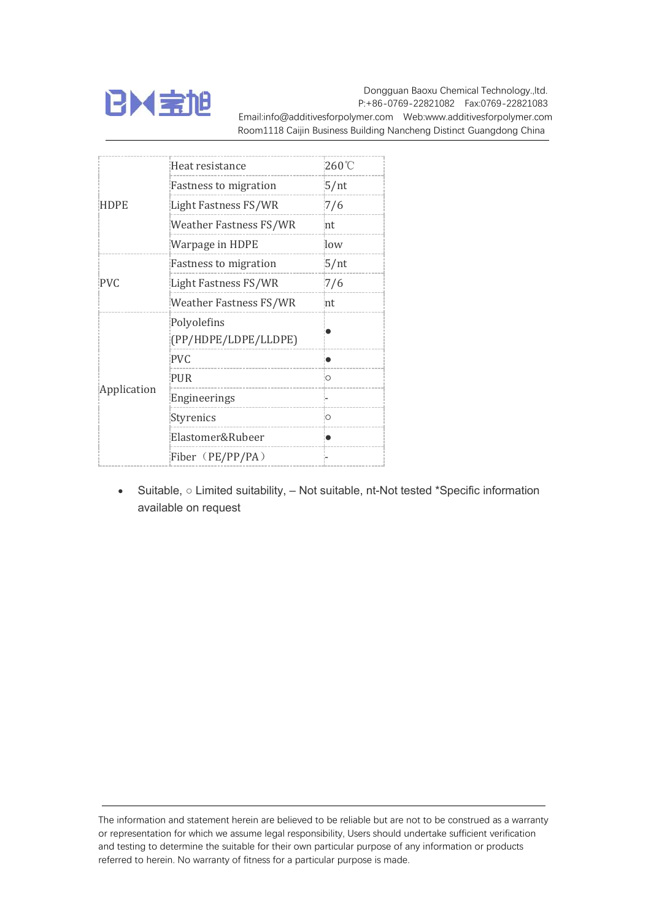| | | |
|---|---|---|
| HDPE | Heat resistance | 260℃ |
| | Fastness to migration | 5/nt |
| | Light Fastness FS/WR | 7/6 |
| | Weather Fastness FS/WR | nt |
| | Warpage in HDPE | low |
| PVC | Fastness to migration | 5/nt |
| | Light Fastness FS/WR | 7/6 |
| | Weather Fastness FS/WR | nt |
| Application | Polyolefins (PP/HDPE/LDPE/LLDPE) | ● |
| | PVC | ● |
| | PUR | ○ |
| | Engineerings | - |
| | Styrenics | ○ |
| | Elastomer&Rubeer | ● |
| | Fiber（PE/PP/PA） | - |

- Suitable, ○ Limited suitability, – Not suitable, nt-Not tested *Specific information available on request

The information and statement herein are believed to be reliable but are not to be construed as a warranty or representation for which we assume legal responsibility, Users should undertake sufficient verification and testing to determine the suitable for their own particular purpose of any information or products referred to herein. No warranty of fitness for a particular purpose is made.